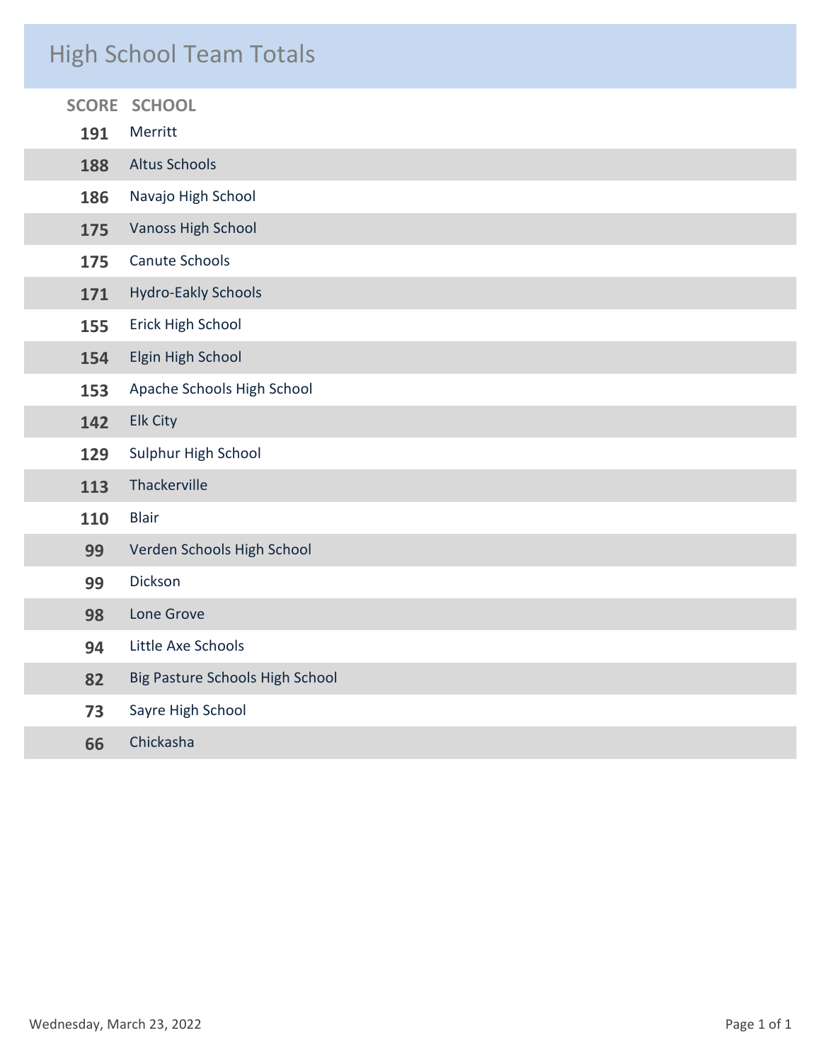# High School Team Totals

| SCORE | SCHOOL |
|---|---|
| 191 | Merritt |
| 188 | Altus Schools |
| 186 | Navajo High School |
| 175 | Vanoss High School |
| 175 | Canute Schools |
| 171 | Hydro-Eakly Schools |
| 155 | Erick High School |
| 154 | Elgin High School |
| 153 | Apache Schools High School |
| 142 | Elk City |
| 129 | Sulphur High School |
| 113 | Thackerville |
| 110 | Blair |
| 99 | Verden Schools High School |
| 99 | Dickson |
| 98 | Lone Grove |
| 94 | Little Axe Schools |
| 82 | Big Pasture Schools High School |
| 73 | Sayre High School |
| 66 | Chickasha |

Wednesday, March 23, 2022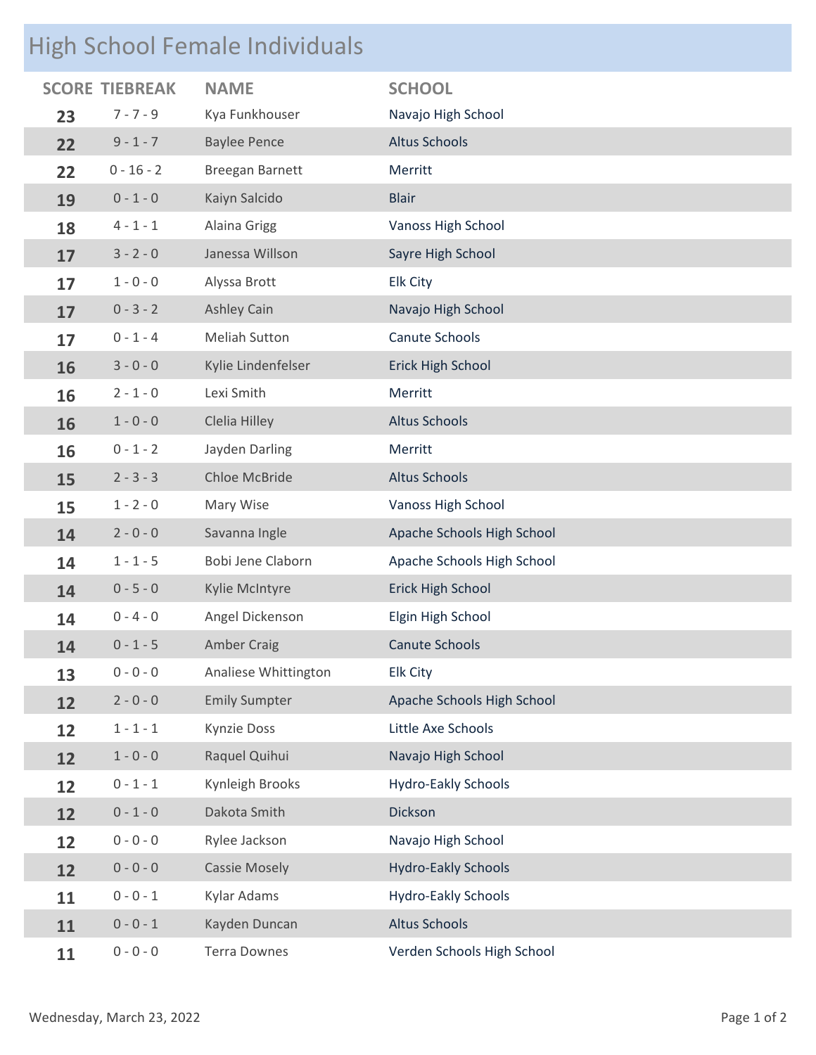# High School Female Individuals

| SCORE | TIEBREAK | NAME | SCHOOL |
|---|---|---|---|
| 23 | 7 - 7 - 9 | Kya Funkhouser | Navajo High School |
| 22 | 9 - 1 - 7 | Baylee Pence | Altus Schools |
| 22 | 0 - 16 - 2 | Breegan Barnett | Merritt |
| 19 | 0 - 1 - 0 | Kaiyn Salcido | Blair |
| 18 | 4 - 1 - 1 | Alaina Grigg | Vanoss High School |
| 17 | 3 - 2 - 0 | Janessa Willson | Sayre High School |
| 17 | 1 - 0 - 0 | Alyssa Brott | Elk City |
| 17 | 0 - 3 - 2 | Ashley Cain | Navajo High School |
| 17 | 0 - 1 - 4 | Meliah Sutton | Canute Schools |
| 16 | 3 - 0 - 0 | Kylie Lindenfelser | Erick High School |
| 16 | 2 - 1 - 0 | Lexi Smith | Merritt |
| 16 | 1 - 0 - 0 | Clelia Hilley | Altus Schools |
| 16 | 0 - 1 - 2 | Jayden Darling | Merritt |
| 15 | 2 - 3 - 3 | Chloe McBride | Altus Schools |
| 15 | 1 - 2 - 0 | Mary Wise | Vanoss High School |
| 14 | 2 - 0 - 0 | Savanna Ingle | Apache Schools High School |
| 14 | 1 - 1 - 5 | Bobi Jene Claborn | Apache Schools High School |
| 14 | 0 - 5 - 0 | Kylie McIntyre | Erick High School |
| 14 | 0 - 4 - 0 | Angel Dickenson | Elgin High School |
| 14 | 0 - 1 - 5 | Amber Craig | Canute Schools |
| 13 | 0 - 0 - 0 | Analiese Whittington | Elk City |
| 12 | 2 - 0 - 0 | Emily Sumpter | Apache Schools High School |
| 12 | 1 - 1 - 1 | Kynzie Doss | Little Axe Schools |
| 12 | 1 - 0 - 0 | Raquel Quihui | Navajo High School |
| 12 | 0 - 1 - 1 | Kynleigh Brooks | Hydro-Eakly Schools |
| 12 | 0 - 1 - 0 | Dakota Smith | Dickson |
| 12 | 0 - 0 - 0 | Rylee Jackson | Navajo High School |
| 12 | 0 - 0 - 0 | Cassie Mosely | Hydro-Eakly Schools |
| 11 | 0 - 0 - 1 | Kylar Adams | Hydro-Eakly Schools |
| 11 | 0 - 0 - 1 | Kayden Duncan | Altus Schools |
| 11 | 0 - 0 - 0 | Terra Downes | Verden Schools High School |

Wednesday, March 23, 2022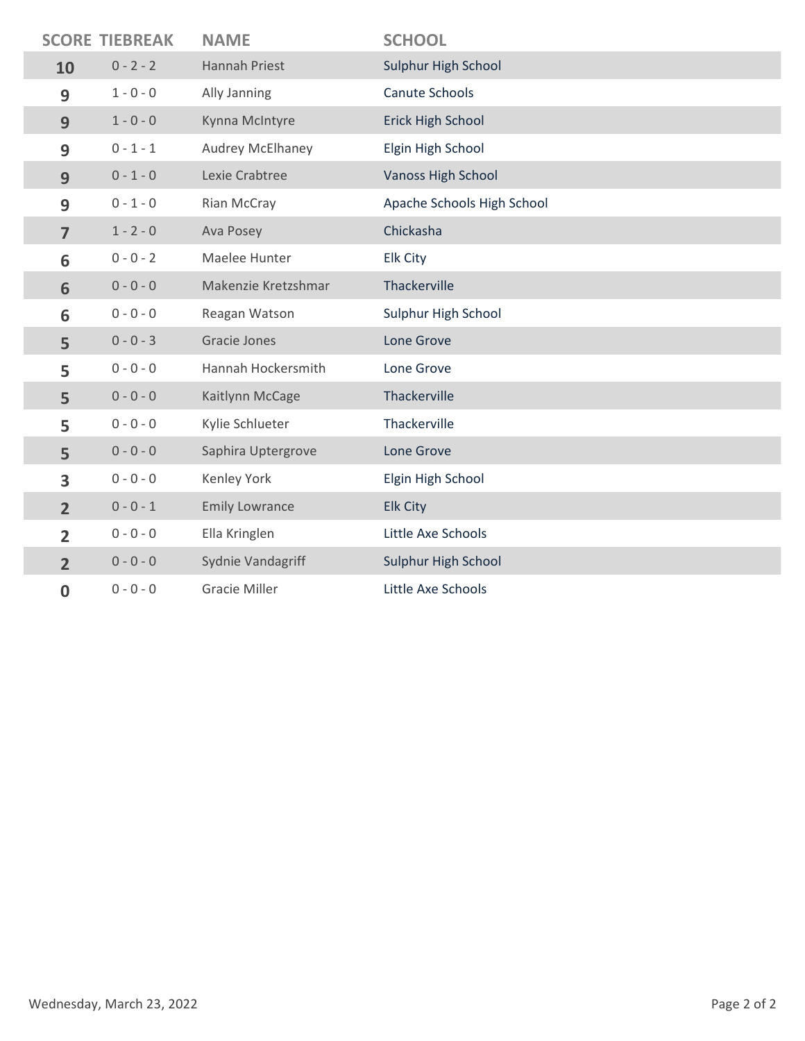| SCORE | TIEBREAK | NAME | SCHOOL |
| --- | --- | --- | --- |
| 10 | 0 - 2 - 2 | Hannah Priest | Sulphur High School |
| 9 | 1 - 0 - 0 | Ally Janning | Canute Schools |
| 9 | 1 - 0 - 0 | Kynna McIntyre | Erick High School |
| 9 | 0 - 1 - 1 | Audrey McElhaney | Elgin High School |
| 9 | 0 - 1 - 0 | Lexie Crabtree | Vanoss High School |
| 9 | 0 - 1 - 0 | Rian McCray | Apache Schools High School |
| 7 | 1 - 2 - 0 | Ava Posey | Chickasha |
| 6 | 0 - 0 - 2 | Maelee Hunter | Elk City |
| 6 | 0 - 0 - 0 | Makenzie Kretzshmar | Thackerville |
| 6 | 0 - 0 - 0 | Reagan Watson | Sulphur High School |
| 5 | 0 - 0 - 3 | Gracie Jones | Lone Grove |
| 5 | 0 - 0 - 0 | Hannah Hockersmith | Lone Grove |
| 5 | 0 - 0 - 0 | Kaitlynn McCage | Thackerville |
| 5 | 0 - 0 - 0 | Kylie Schlueter | Thackerville |
| 5 | 0 - 0 - 0 | Saphira Uptergrove | Lone Grove |
| 3 | 0 - 0 - 0 | Kenley York | Elgin High School |
| 2 | 0 - 0 - 1 | Emily Lowrance | Elk City |
| 2 | 0 - 0 - 0 | Ella Kringlen | Little Axe Schools |
| 2 | 0 - 0 - 0 | Sydnie Vandagriff | Sulphur High School |
| 0 | 0 - 0 - 0 | Gracie Miller | Little Axe Schools |

Wednesday, March 23, 2022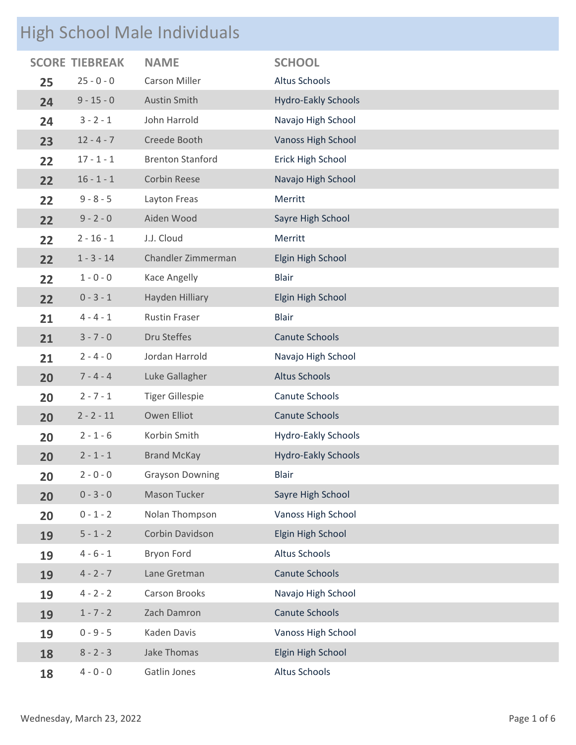## High School Male Individuals

| SCORE | TIEBREAK | NAME | SCHOOL |
|---|---|---|---|
| 25 | 25 - 0 - 0 | Carson Miller | Altus Schools |
| 24 | 9 - 15 - 0 | Austin Smith | Hydro-Eakly Schools |
| 24 | 3 - 2 - 1 | John Harrold | Navajo High School |
| 23 | 12 - 4 - 7 | Creede Booth | Vanoss High School |
| 22 | 17 - 1 - 1 | Brenton Stanford | Erick High School |
| 22 | 16 - 1 - 1 | Corbin Reese | Navajo High School |
| 22 | 9 - 8 - 5 | Layton Freas | Merritt |
| 22 | 9 - 2 - 0 | Aiden Wood | Sayre High School |
| 22 | 2 - 16 - 1 | J.J. Cloud | Merritt |
| 22 | 1 - 3 - 14 | Chandler Zimmerman | Elgin High School |
| 22 | 1 - 0 - 0 | Kace Angelly | Blair |
| 22 | 0 - 3 - 1 | Hayden Hilliary | Elgin High School |
| 21 | 4 - 4 - 1 | Rustin Fraser | Blair |
| 21 | 3 - 7 - 0 | Dru Steffes | Canute Schools |
| 21 | 2 - 4 - 0 | Jordan Harrold | Navajo High School |
| 20 | 7 - 4 - 4 | Luke Gallagher | Altus Schools |
| 20 | 2 - 7 - 1 | Tiger Gillespie | Canute Schools |
| 20 | 2 - 2 - 11 | Owen Elliot | Canute Schools |
| 20 | 2 - 1 - 6 | Korbin Smith | Hydro-Eakly Schools |
| 20 | 2 - 1 - 1 | Brand McKay | Hydro-Eakly Schools |
| 20 | 2 - 0 - 0 | Grayson Downing | Blair |
| 20 | 0 - 3 - 0 | Mason Tucker | Sayre High School |
| 20 | 0 - 1 - 2 | Nolan Thompson | Vanoss High School |
| 19 | 5 - 1 - 2 | Corbin Davidson | Elgin High School |
| 19 | 4 - 6 - 1 | Bryon Ford | Altus Schools |
| 19 | 4 - 2 - 7 | Lane Gretman | Canute Schools |
| 19 | 4 - 2 - 2 | Carson Brooks | Navajo High School |
| 19 | 1 - 7 - 2 | Zach Damron | Canute Schools |
| 19 | 0 - 9 - 5 | Kaden Davis | Vanoss High School |
| 18 | 8 - 2 - 3 | Jake Thomas | Elgin High School |
| 18 | 4 - 0 - 0 | Gatlin Jones | Altus Schools |

Wednesday, March 23, 2022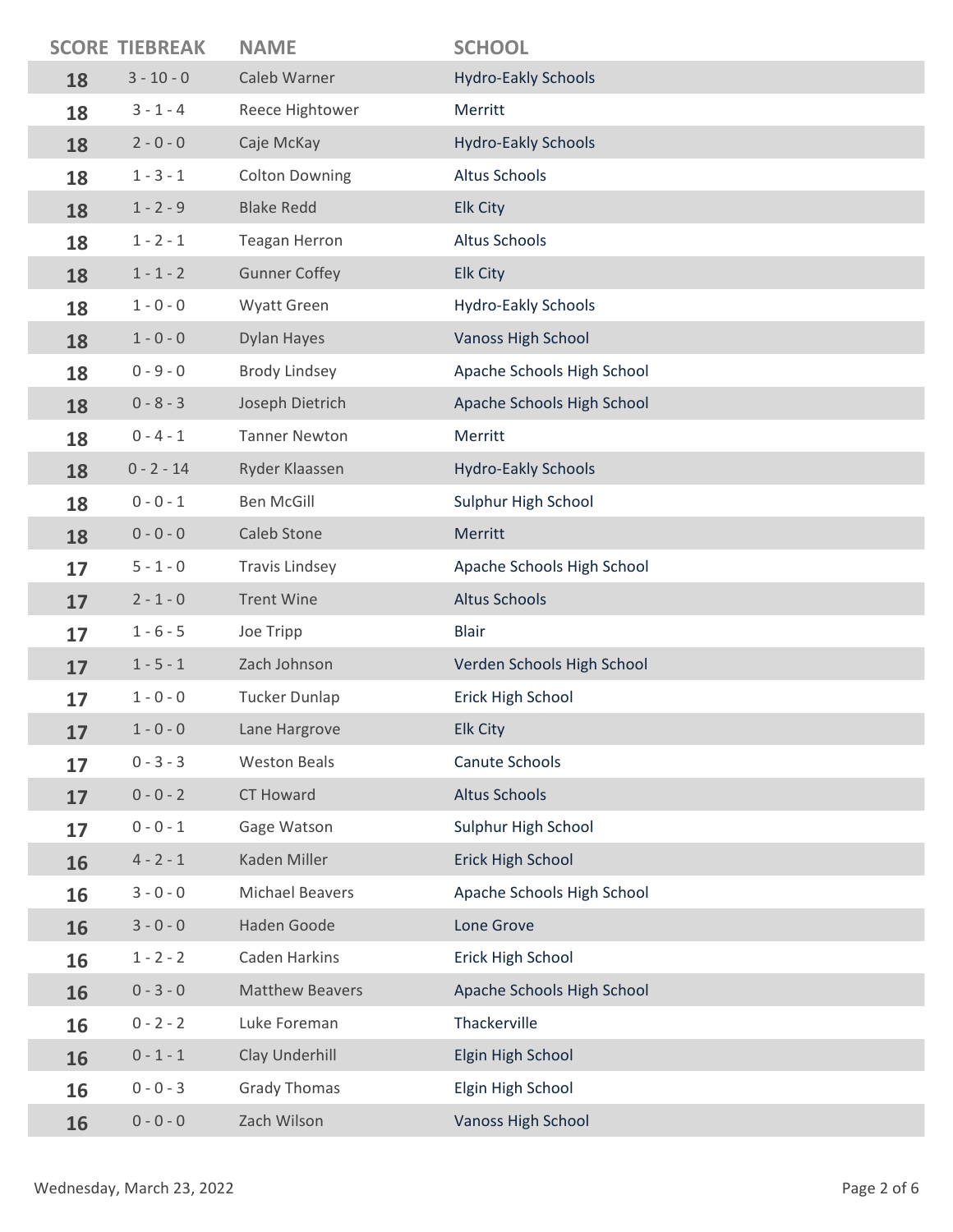| SCORE | TIEBREAK | NAME | SCHOOL |
|---|---|---|---|
| 18 | 3 - 10 - 0 | Caleb Warner | Hydro-Eakly Schools |
| 18 | 3 - 1 - 4 | Reece Hightower | Merritt |
| 18 | 2 - 0 - 0 | Caje McKay | Hydro-Eakly Schools |
| 18 | 1 - 3 - 1 | Colton Downing | Altus Schools |
| 18 | 1 - 2 - 9 | Blake Redd | Elk City |
| 18 | 1 - 2 - 1 | Teagan Herron | Altus Schools |
| 18 | 1 - 1 - 2 | Gunner Coffey | Elk City |
| 18 | 1 - 0 - 0 | Wyatt Green | Hydro-Eakly Schools |
| 18 | 1 - 0 - 0 | Dylan Hayes | Vanoss High School |
| 18 | 0 - 9 - 0 | Brody Lindsey | Apache Schools High School |
| 18 | 0 - 8 - 3 | Joseph Dietrich | Apache Schools High School |
| 18 | 0 - 4 - 1 | Tanner Newton | Merritt |
| 18 | 0 - 2 - 14 | Ryder Klaassen | Hydro-Eakly Schools |
| 18 | 0 - 0 - 1 | Ben McGill | Sulphur High School |
| 18 | 0 - 0 - 0 | Caleb Stone | Merritt |
| 17 | 5 - 1 - 0 | Travis Lindsey | Apache Schools High School |
| 17 | 2 - 1 - 0 | Trent Wine | Altus Schools |
| 17 | 1 - 6 - 5 | Joe Tripp | Blair |
| 17 | 1 - 5 - 1 | Zach Johnson | Verden Schools High School |
| 17 | 1 - 0 - 0 | Tucker Dunlap | Erick High School |
| 17 | 1 - 0 - 0 | Lane Hargrove | Elk City |
| 17 | 0 - 3 - 3 | Weston Beals | Canute Schools |
| 17 | 0 - 0 - 2 | CT Howard | Altus Schools |
| 17 | 0 - 0 - 1 | Gage Watson | Sulphur High School |
| 16 | 4 - 2 - 1 | Kaden Miller | Erick High School |
| 16 | 3 - 0 - 0 | Michael Beavers | Apache Schools High School |
| 16 | 3 - 0 - 0 | Haden Goode | Lone Grove |
| 16 | 1 - 2 - 2 | Caden Harkins | Erick High School |
| 16 | 0 - 3 - 0 | Matthew Beavers | Apache Schools High School |
| 16 | 0 - 2 - 2 | Luke Foreman | Thackerville |
| 16 | 0 - 1 - 1 | Clay Underhill | Elgin High School |
| 16 | 0 - 0 - 3 | Grady Thomas | Elgin High School |
| 16 | 0 - 0 - 0 | Zach Wilson | Vanoss High School |

Wednesday, March 23, 2022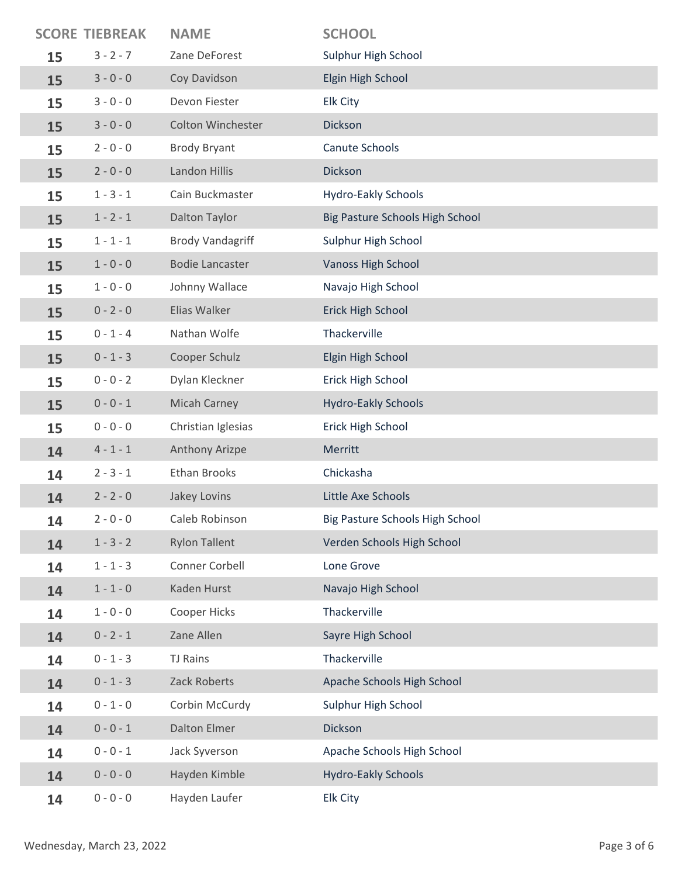| SCORE | TIEBREAK | NAME | SCHOOL |
|---|---|---|---|
| 15 | 3 - 2 - 7 | Zane DeForest | Sulphur High School |
| 15 | 3 - 0 - 0 | Coy Davidson | Elgin High School |
| 15 | 3 - 0 - 0 | Devon Fiester | Elk City |
| 15 | 3 - 0 - 0 | Colton Winchester | Dickson |
| 15 | 2 - 0 - 0 | Brody Bryant | Canute Schools |
| 15 | 2 - 0 - 0 | Landon Hillis | Dickson |
| 15 | 1 - 3 - 1 | Cain Buckmaster | Hydro-Eakly Schools |
| 15 | 1 - 2 - 1 | Dalton Taylor | Big Pasture Schools High School |
| 15 | 1 - 1 - 1 | Brody Vandagriff | Sulphur High School |
| 15 | 1 - 0 - 0 | Bodie Lancaster | Vanoss High School |
| 15 | 1 - 0 - 0 | Johnny Wallace | Navajo High School |
| 15 | 0 - 2 - 0 | Elias Walker | Erick High School |
| 15 | 0 - 1 - 4 | Nathan Wolfe | Thackerville |
| 15 | 0 - 1 - 3 | Cooper Schulz | Elgin High School |
| 15 | 0 - 0 - 2 | Dylan Kleckner | Erick High School |
| 15 | 0 - 0 - 1 | Micah Carney | Hydro-Eakly Schools |
| 15 | 0 - 0 - 0 | Christian Iglesias | Erick High School |
| 14 | 4 - 1 - 1 | Anthony Arizpe | Merritt |
| 14 | 2 - 3 - 1 | Ethan Brooks | Chickasha |
| 14 | 2 - 2 - 0 | Jakey Lovins | Little Axe Schools |
| 14 | 2 - 0 - 0 | Caleb Robinson | Big Pasture Schools High School |
| 14 | 1 - 3 - 2 | Rylon Tallent | Verden Schools High School |
| 14 | 1 - 1 - 3 | Conner Corbell | Lone Grove |
| 14 | 1 - 1 - 0 | Kaden Hurst | Navajo High School |
| 14 | 1 - 0 - 0 | Cooper Hicks | Thackerville |
| 14 | 0 - 2 - 1 | Zane Allen | Sayre High School |
| 14 | 0 - 1 - 3 | TJ Rains | Thackerville |
| 14 | 0 - 1 - 3 | Zack Roberts | Apache Schools High School |
| 14 | 0 - 1 - 0 | Corbin McCurdy | Sulphur High School |
| 14 | 0 - 0 - 1 | Dalton Elmer | Dickson |
| 14 | 0 - 0 - 1 | Jack Syverson | Apache Schools High School |
| 14 | 0 - 0 - 0 | Hayden Kimble | Hydro-Eakly Schools |
| 14 | 0 - 0 - 0 | Hayden Laufer | Elk City |

Wednesday, March 23, 2022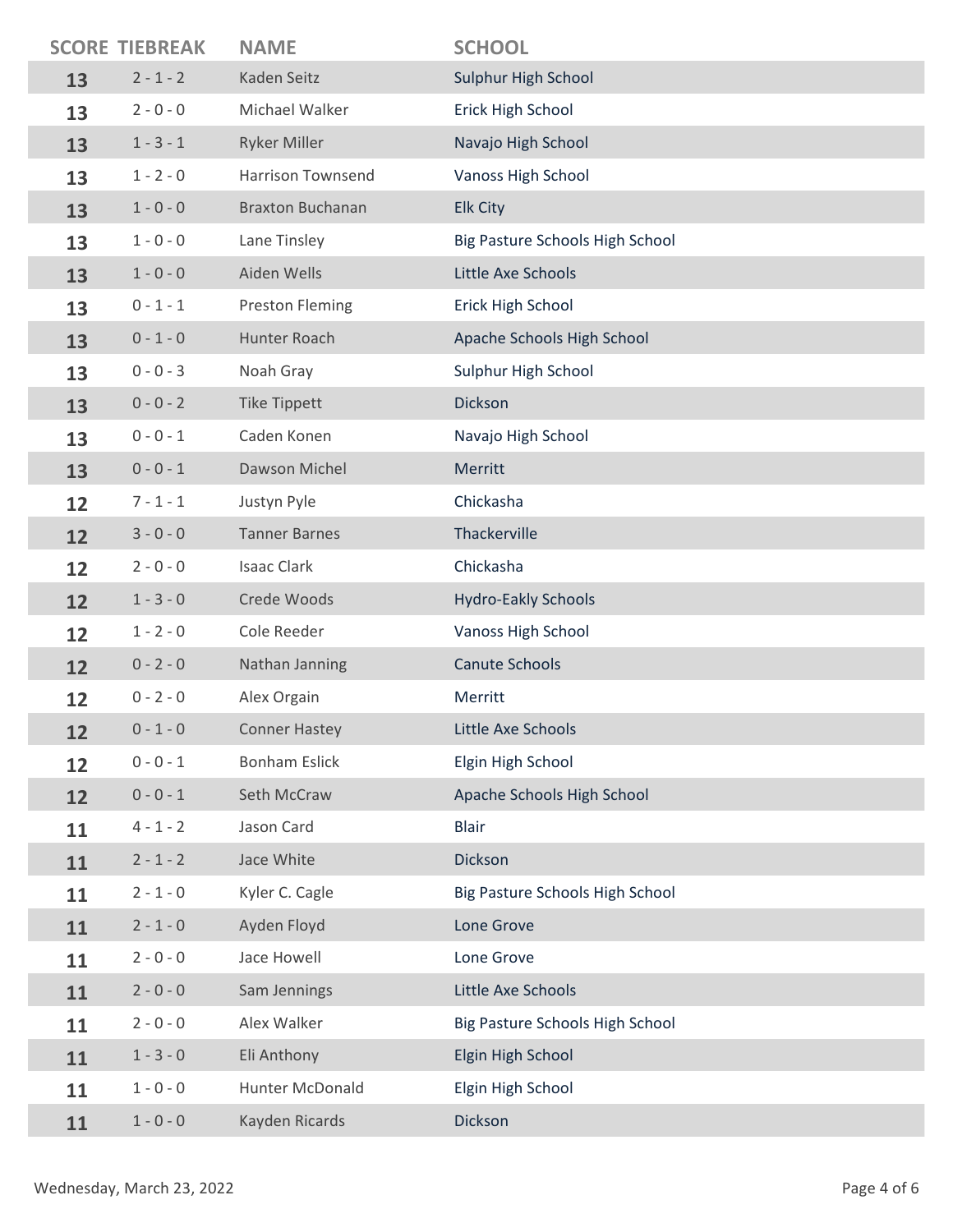| SCORE | TIEBREAK | NAME | SCHOOL |
|---|---|---|---|
| 13 | 2 - 1 - 2 | Kaden Seitz | Sulphur High School |
| 13 | 2 - 0 - 0 | Michael Walker | Erick High School |
| 13 | 1 - 3 - 1 | Ryker Miller | Navajo High School |
| 13 | 1 - 2 - 0 | Harrison Townsend | Vanoss High School |
| 13 | 1 - 0 - 0 | Braxton Buchanan | Elk City |
| 13 | 1 - 0 - 0 | Lane Tinsley | Big Pasture Schools High School |
| 13 | 1 - 0 - 0 | Aiden Wells | Little Axe Schools |
| 13 | 0 - 1 - 1 | Preston Fleming | Erick High School |
| 13 | 0 - 1 - 0 | Hunter Roach | Apache Schools High School |
| 13 | 0 - 0 - 3 | Noah Gray | Sulphur High School |
| 13 | 0 - 0 - 2 | Tike Tippett | Dickson |
| 13 | 0 - 0 - 1 | Caden Konen | Navajo High School |
| 13 | 0 - 0 - 1 | Dawson Michel | Merritt |
| 12 | 7 - 1 - 1 | Justyn Pyle | Chickasha |
| 12 | 3 - 0 - 0 | Tanner Barnes | Thackerville |
| 12 | 2 - 0 - 0 | Isaac Clark | Chickasha |
| 12 | 1 - 3 - 0 | Crede Woods | Hydro-Eakly Schools |
| 12 | 1 - 2 - 0 | Cole Reeder | Vanoss High School |
| 12 | 0 - 2 - 0 | Nathan Janning | Canute Schools |
| 12 | 0 - 2 - 0 | Alex Orgain | Merritt |
| 12 | 0 - 1 - 0 | Conner Hastey | Little Axe Schools |
| 12 | 0 - 0 - 1 | Bonham Eslick | Elgin High School |
| 12 | 0 - 0 - 1 | Seth McCraw | Apache Schools High School |
| 11 | 4 - 1 - 2 | Jason Card | Blair |
| 11 | 2 - 1 - 2 | Jace White | Dickson |
| 11 | 2 - 1 - 0 | Kyler C. Cagle | Big Pasture Schools High School |
| 11 | 2 - 1 - 0 | Ayden Floyd | Lone Grove |
| 11 | 2 - 0 - 0 | Jace Howell | Lone Grove |
| 11 | 2 - 0 - 0 | Sam Jennings | Little Axe Schools |
| 11 | 2 - 0 - 0 | Alex Walker | Big Pasture Schools High School |
| 11 | 1 - 3 - 0 | Eli Anthony | Elgin High School |
| 11 | 1 - 0 - 0 | Hunter McDonald | Elgin High School |
| 11 | 1 - 0 - 0 | Kayden Ricards | Dickson |

Wednesday, March 23, 2022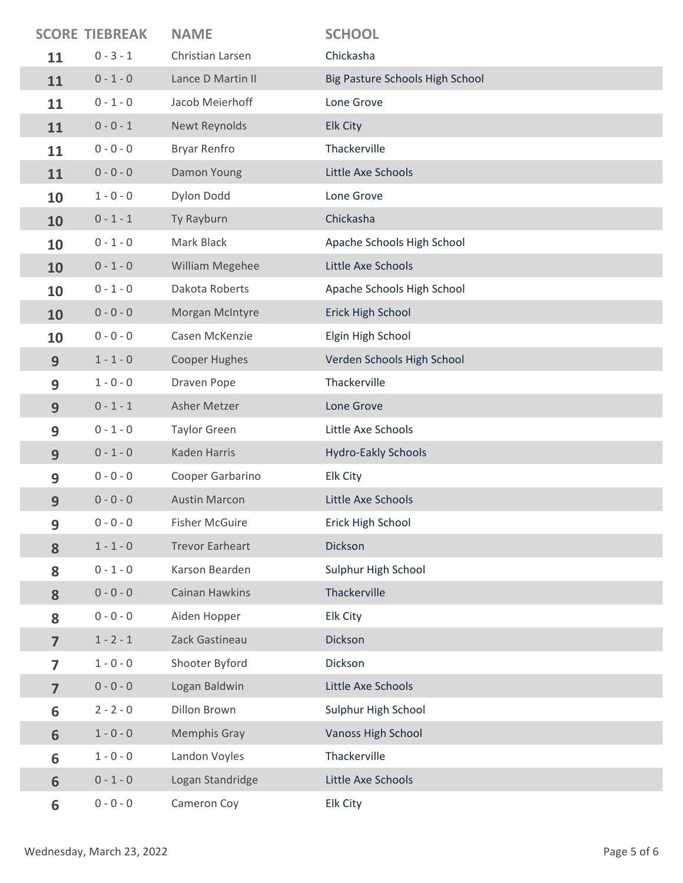| SCORE | TIEBREAK | NAME | SCHOOL |
|---|---|---|---|
| 11 | 0 - 3 - 1 | Christian Larsen | Chickasha |
| 11 | 0 - 1 - 0 | Lance D Martin II | Big Pasture Schools High School |
| 11 | 0 - 1 - 0 | Jacob Meierhoff | Lone Grove |
| 11 | 0 - 0 - 1 | Newt Reynolds | Elk City |
| 11 | 0 - 0 - 0 | Bryar Renfro | Thackerville |
| 11 | 0 - 0 - 0 | Damon Young | Little Axe Schools |
| 10 | 1 - 0 - 0 | Dylon Dodd | Lone Grove |
| 10 | 0 - 1 - 1 | Ty Rayburn | Chickasha |
| 10 | 0 - 1 - 0 | Mark Black | Apache Schools High School |
| 10 | 0 - 1 - 0 | William Megehee | Little Axe Schools |
| 10 | 0 - 1 - 0 | Dakota Roberts | Apache Schools High School |
| 10 | 0 - 0 - 0 | Morgan McIntyre | Erick High School |
| 10 | 0 - 0 - 0 | Casen McKenzie | Elgin High School |
| 9 | 1 - 1 - 0 | Cooper Hughes | Verden Schools High School |
| 9 | 1 - 0 - 0 | Draven Pope | Thackerville |
| 9 | 0 - 1 - 1 | Asher Metzer | Lone Grove |
| 9 | 0 - 1 - 0 | Taylor Green | Little Axe Schools |
| 9 | 0 - 1 - 0 | Kaden Harris | Hydro-Eakly Schools |
| 9 | 0 - 0 - 0 | Cooper Garbarino | Elk City |
| 9 | 0 - 0 - 0 | Austin Marcon | Little Axe Schools |
| 9 | 0 - 0 - 0 | Fisher McGuire | Erick High School |
| 8 | 1 - 1 - 0 | Trevor Earheart | Dickson |
| 8 | 0 - 1 - 0 | Karson Bearden | Sulphur High School |
| 8 | 0 - 0 - 0 | Cainan Hawkins | Thackerville |
| 8 | 0 - 0 - 0 | Aiden Hopper | Elk City |
| 7 | 1 - 2 - 1 | Zack Gastineau | Dickson |
| 7 | 1 - 0 - 0 | Shooter Byford | Dickson |
| 7 | 0 - 0 - 0 | Logan Baldwin | Little Axe Schools |
| 6 | 2 - 2 - 0 | Dillon Brown | Sulphur High School |
| 6 | 1 - 0 - 0 | Memphis Gray | Vanoss High School |
| 6 | 1 - 0 - 0 | Landon Voyles | Thackerville |
| 6 | 0 - 1 - 0 | Logan Standridge | Little Axe Schools |
| 6 | 0 - 0 - 0 | Cameron Coy | Elk City |

Wednesday, March 23, 2022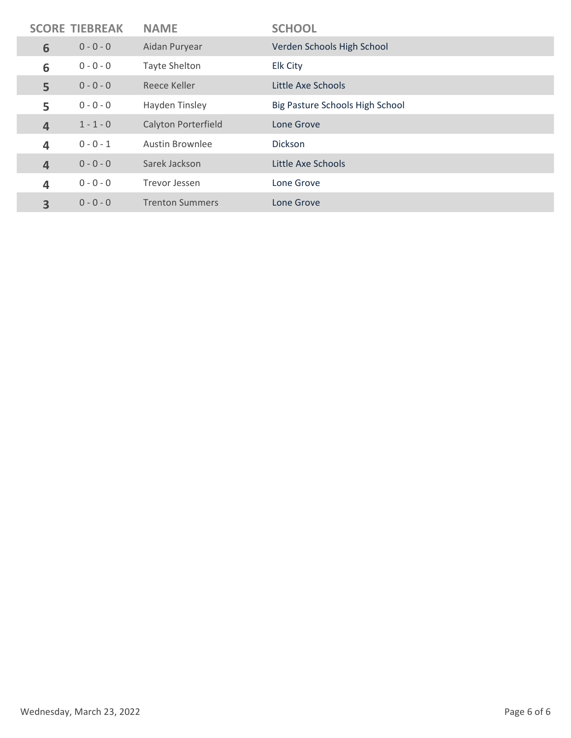| SCORE | TIEBREAK | NAME | SCHOOL |
|---|---|---|---|
| 6 | 0 - 0 - 0 | Aidan Puryear | Verden Schools High School |
| 6 | 0 - 0 - 0 | Tayte Shelton | Elk City |
| 5 | 0 - 0 - 0 | Reece Keller | Little Axe Schools |
| 5 | 0 - 0 - 0 | Hayden Tinsley | Big Pasture Schools High School |
| 4 | 1 - 1 - 0 | Calyton Porterfield | Lone Grove |
| 4 | 0 - 0 - 1 | Austin Brownlee | Dickson |
| 4 | 0 - 0 - 0 | Sarek Jackson | Little Axe Schools |
| 4 | 0 - 0 - 0 | Trevor Jessen | Lone Grove |
| 3 | 0 - 0 - 0 | Trenton Summers | Lone Grove |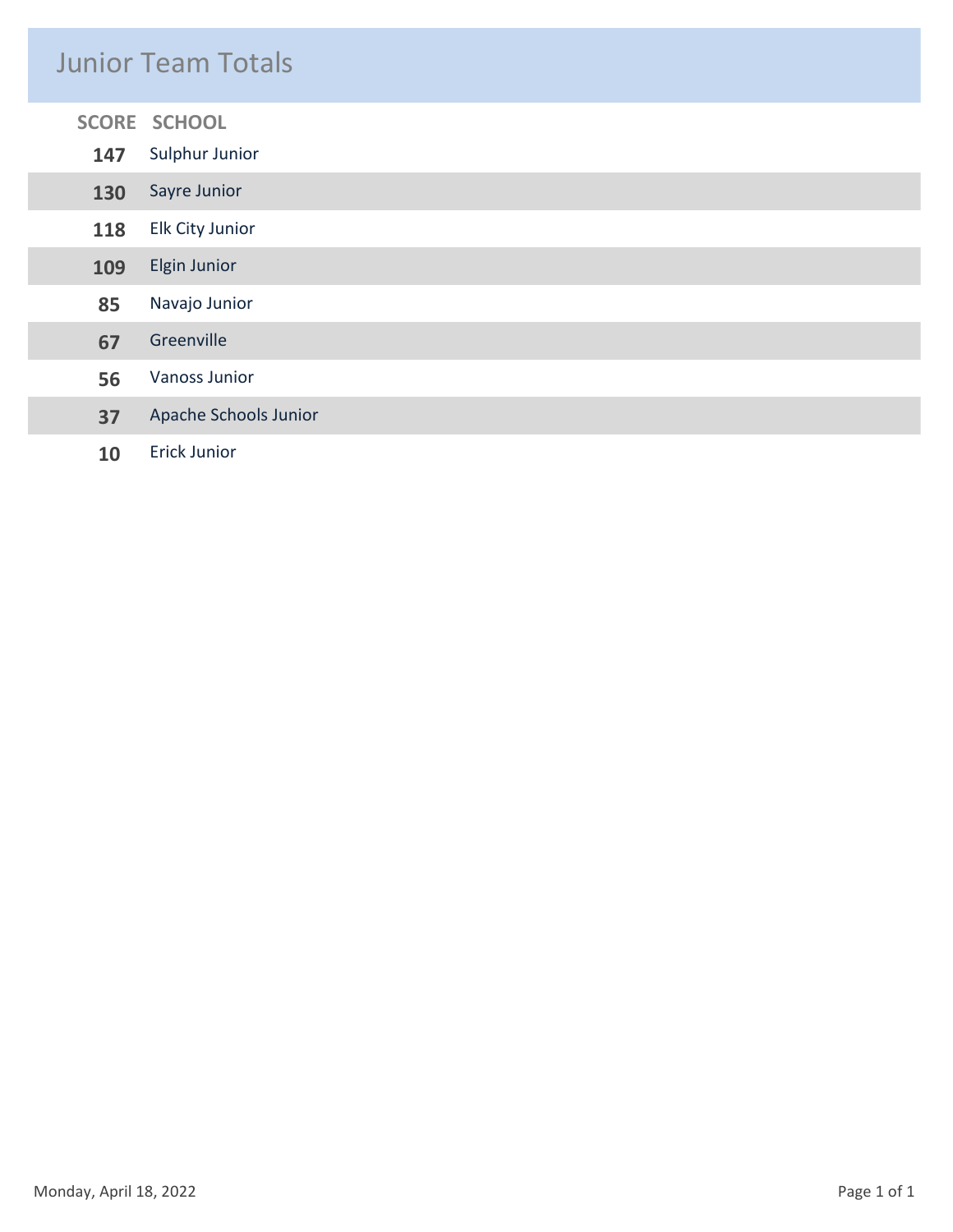# Junior Team Totals

| SCORE | SCHOOL |
|---|---|
| 147 | Sulphur Junior |
| 130 | Sayre Junior |
| 118 | Elk City Junior |
| 109 | Elgin Junior |
| 85 | Navajo Junior |
| 67 | Greenville |
| 56 | Vanoss Junior |
| 37 | Apache Schools Junior |
| 10 | Erick Junior |

Monday, April 18, 2022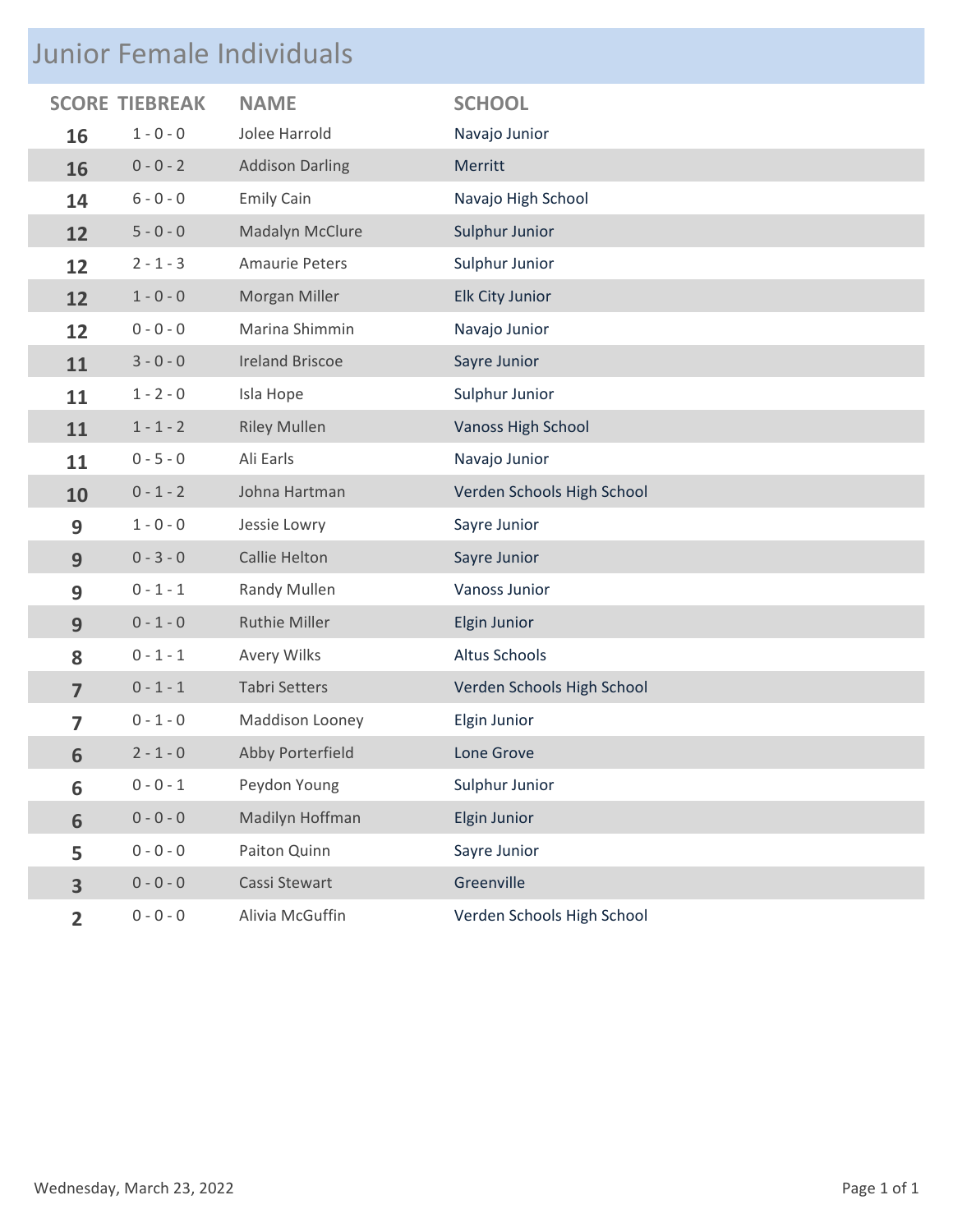# Junior Female Individuals

| SCORE | TIEBREAK | NAME | SCHOOL |
|---|---|---|---|
| **16** | 1 - 0 - 0 | Jolee Harrold | Navajo Junior |
| **16** | 0 - 0 - 2 | Addison Darling | Merritt |
| **14** | 6 - 0 - 0 | Emily Cain | Navajo High School |
| **12** | 5 - 0 - 0 | Madalyn McClure | Sulphur Junior |
| **12** | 2 - 1 - 3 | Amaurie Peters | Sulphur Junior |
| **12** | 1 - 0 - 0 | Morgan Miller | Elk City Junior |
| **12** | 0 - 0 - 0 | Marina Shimmin | Navajo Junior |
| **11** | 3 - 0 - 0 | Ireland Briscoe | Sayre Junior |
| **11** | 1 - 2 - 0 | Isla Hope | Sulphur Junior |
| **11** | 1 - 1 - 2 | Riley Mullen | Vanoss High School |
| **11** | 0 - 5 - 0 | Ali Earls | Navajo Junior |
| **10** | 0 - 1 - 2 | Johna Hartman | Verden Schools High School |
| **9** | 1 - 0 - 0 | Jessie Lowry | Sayre Junior |
| **9** | 0 - 3 - 0 | Callie Helton | Sayre Junior |
| **9** | 0 - 1 - 1 | Randy Mullen | Vanoss Junior |
| **9** | 0 - 1 - 0 | Ruthie Miller | Elgin Junior |
| **8** | 0 - 1 - 1 | Avery Wilks | Altus Schools |
| **7** | 0 - 1 - 1 | Tabri Setters | Verden Schools High School |
| **7** | 0 - 1 - 0 | Maddison Looney | Elgin Junior |
| **6** | 2 - 1 - 0 | Abby Porterfield | Lone Grove |
| **6** | 0 - 0 - 1 | Peydon Young | Sulphur Junior |
| **6** | 0 - 0 - 0 | Madilyn Hoffman | Elgin Junior |
| **5** | 0 - 0 - 0 | Paiton Quinn | Sayre Junior |
| **3** | 0 - 0 - 0 | Cassi Stewart | Greenville |
| **2** | 0 - 0 - 0 | Alivia McGuffin | Verden Schools High School |

Wednesday, March 23, 2022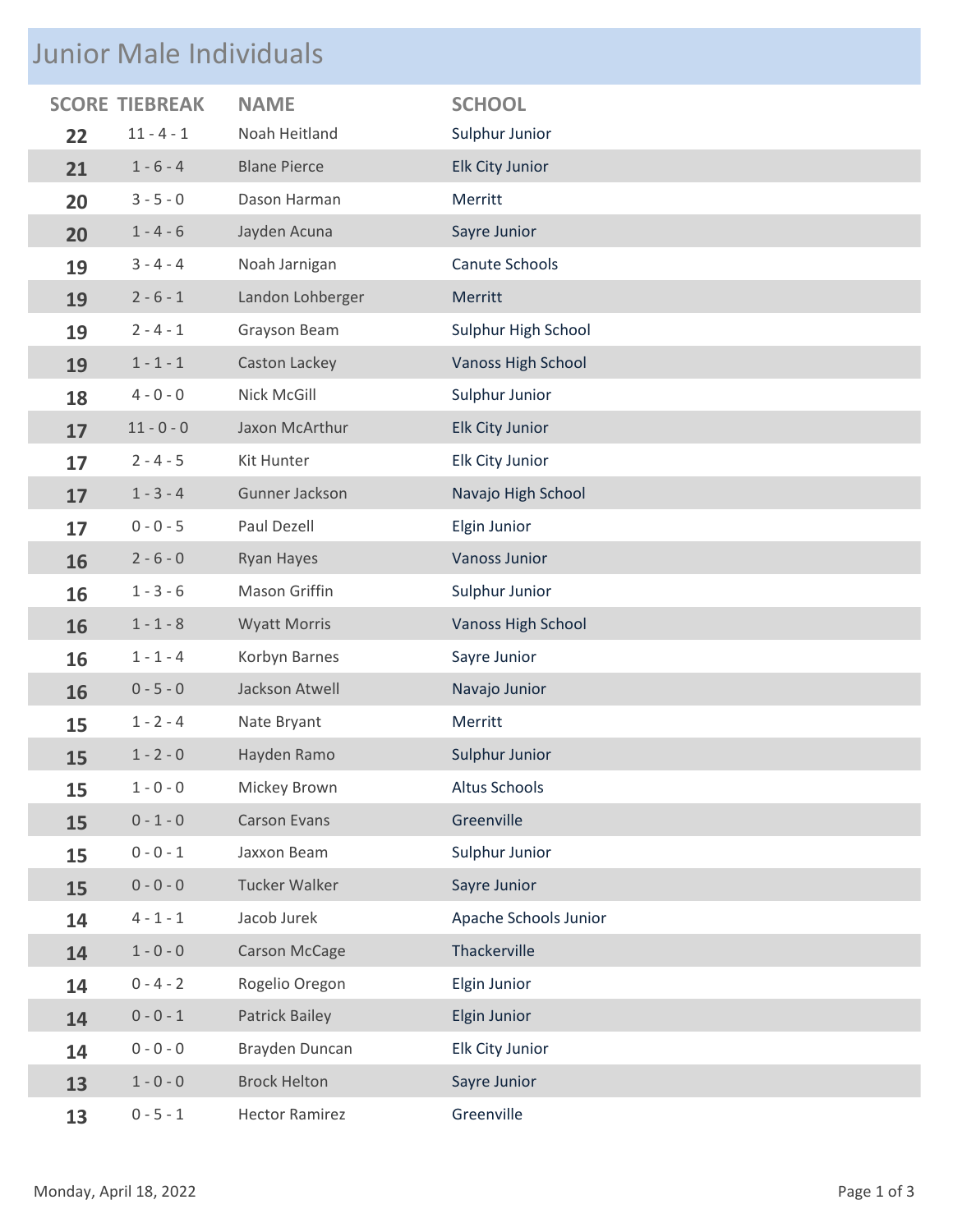# Junior Male Individuals

| SCORE | TIEBREAK | NAME | SCHOOL |
|---|---|---|---|
| **22** | 11 - 4 - 1 | Noah Heitland | Sulphur Junior |
| **21** | 1 - 6 - 4 | Blane Pierce | Elk City Junior |
| **20** | 3 - 5 - 0 | Dason Harman | Merritt |
| **20** | 1 - 4 - 6 | Jayden Acuna | Sayre Junior |
| **19** | 3 - 4 - 4 | Noah Jarnigan | Canute Schools |
| **19** | 2 - 6 - 1 | Landon Lohberger | Merritt |
| **19** | 2 - 4 - 1 | Grayson Beam | Sulphur High School |
| **19** | 1 - 1 - 1 | Caston Lackey | Vanoss High School |
| **18** | 4 - 0 - 0 | Nick McGill | Sulphur Junior |
| **17** | 11 - 0 - 0 | Jaxon McArthur | Elk City Junior |
| **17** | 2 - 4 - 5 | Kit Hunter | Elk City Junior |
| **17** | 1 - 3 - 4 | Gunner Jackson | Navajo High School |
| **17** | 0 - 0 - 5 | Paul Dezell | Elgin Junior |
| **16** | 2 - 6 - 0 | Ryan Hayes | Vanoss Junior |
| **16** | 1 - 3 - 6 | Mason Griffin | Sulphur Junior |
| **16** | 1 - 1 - 8 | Wyatt Morris | Vanoss High School |
| **16** | 1 - 1 - 4 | Korbyn Barnes | Sayre Junior |
| **16** | 0 - 5 - 0 | Jackson Atwell | Navajo Junior |
| **15** | 1 - 2 - 4 | Nate Bryant | Merritt |
| **15** | 1 - 2 - 0 | Hayden Ramo | Sulphur Junior |
| **15** | 1 - 0 - 0 | Mickey Brown | Altus Schools |
| **15** | 0 - 1 - 0 | Carson Evans | Greenville |
| **15** | 0 - 0 - 1 | Jaxxon Beam | Sulphur Junior |
| **15** | 0 - 0 - 0 | Tucker Walker | Sayre Junior |
| **14** | 4 - 1 - 1 | Jacob Jurek | Apache Schools Junior |
| **14** | 1 - 0 - 0 | Carson McCage | Thackerville |
| **14** | 0 - 4 - 2 | Rogelio Oregon | Elgin Junior |
| **14** | 0 - 0 - 1 | Patrick Bailey | Elgin Junior |
| **14** | 0 - 0 - 0 | Brayden Duncan | Elk City Junior |
| **13** | 1 - 0 - 0 | Brock Helton | Sayre Junior |
| **13** | 0 - 5 - 1 | Hector Ramirez | Greenville |

Monday, April 18, 2022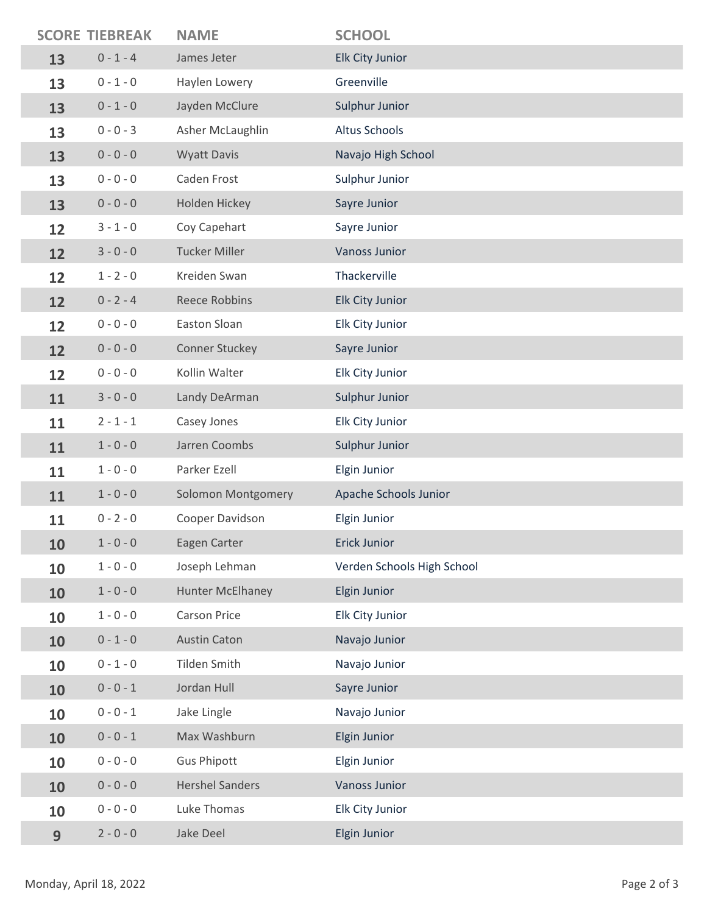| SCORE | TIEBREAK | NAME | SCHOOL |
| --- | --- | --- | --- |
| 13 | 0 - 1 - 4 | James Jeter | Elk City Junior |
| 13 | 0 - 1 - 0 | Haylen Lowery | Greenville |
| 13 | 0 - 1 - 0 | Jayden McClure | Sulphur Junior |
| 13 | 0 - 0 - 3 | Asher McLaughlin | Altus Schools |
| 13 | 0 - 0 - 0 | Wyatt Davis | Navajo High School |
| 13 | 0 - 0 - 0 | Caden Frost | Sulphur Junior |
| 13 | 0 - 0 - 0 | Holden Hickey | Sayre Junior |
| 12 | 3 - 1 - 0 | Coy Capehart | Sayre Junior |
| 12 | 3 - 0 - 0 | Tucker Miller | Vanoss Junior |
| 12 | 1 - 2 - 0 | Kreiden Swan | Thackerville |
| 12 | 0 - 2 - 4 | Reece Robbins | Elk City Junior |
| 12 | 0 - 0 - 0 | Easton Sloan | Elk City Junior |
| 12 | 0 - 0 - 0 | Conner Stuckey | Sayre Junior |
| 12 | 0 - 0 - 0 | Kollin Walter | Elk City Junior |
| 11 | 3 - 0 - 0 | Landy DeArman | Sulphur Junior |
| 11 | 2 - 1 - 1 | Casey Jones | Elk City Junior |
| 11 | 1 - 0 - 0 | Jarren Coombs | Sulphur Junior |
| 11 | 1 - 0 - 0 | Parker Ezell | Elgin Junior |
| 11 | 1 - 0 - 0 | Solomon Montgomery | Apache Schools Junior |
| 11 | 0 - 2 - 0 | Cooper Davidson | Elgin Junior |
| 10 | 1 - 0 - 0 | Eagen Carter | Erick Junior |
| 10 | 1 - 0 - 0 | Joseph Lehman | Verden Schools High School |
| 10 | 1 - 0 - 0 | Hunter McElhaney | Elgin Junior |
| 10 | 1 - 0 - 0 | Carson Price | Elk City Junior |
| 10 | 0 - 1 - 0 | Austin Caton | Navajo Junior |
| 10 | 0 - 1 - 0 | Tilden Smith | Navajo Junior |
| 10 | 0 - 0 - 1 | Jordan Hull | Sayre Junior |
| 10 | 0 - 0 - 1 | Jake Lingle | Navajo Junior |
| 10 | 0 - 0 - 1 | Max Washburn | Elgin Junior |
| 10 | 0 - 0 - 0 | Gus Phipott | Elgin Junior |
| 10 | 0 - 0 - 0 | Hershel Sanders | Vanoss Junior |
| 10 | 0 - 0 - 0 | Luke Thomas | Elk City Junior |
| 9 | 2 - 0 - 0 | Jake Deel | Elgin Junior |

Monday, April 18, 2022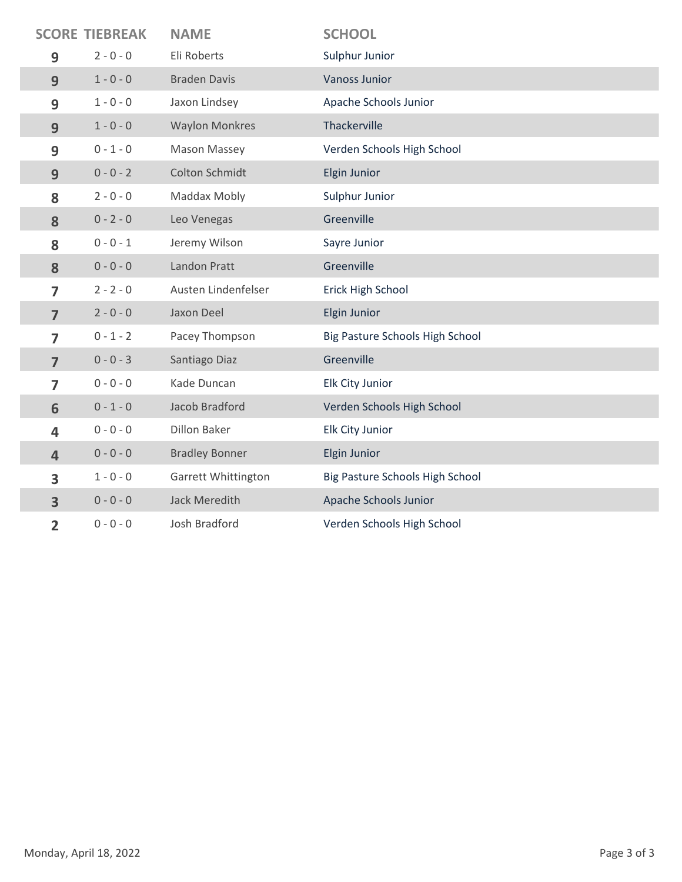| SCORE | TIEBREAK | NAME | SCHOOL |
|---|---|---|---|
| 9 | 2 - 0 - 0 | Eli Roberts | Sulphur Junior |
| 9 | 1 - 0 - 0 | Braden Davis | Vanoss Junior |
| 9 | 1 - 0 - 0 | Jaxon Lindsey | Apache Schools Junior |
| 9 | 1 - 0 - 0 | Waylon Monkres | Thackerville |
| 9 | 0 - 1 - 0 | Mason Massey | Verden Schools High School |
| 9 | 0 - 0 - 2 | Colton Schmidt | Elgin Junior |
| 8 | 2 - 0 - 0 | Maddax Mobly | Sulphur Junior |
| 8 | 0 - 2 - 0 | Leo Venegas | Greenville |
| 8 | 0 - 0 - 1 | Jeremy Wilson | Sayre Junior |
| 8 | 0 - 0 - 0 | Landon Pratt | Greenville |
| 7 | 2 - 2 - 0 | Austen Lindenfelser | Erick High School |
| 7 | 2 - 0 - 0 | Jaxon Deel | Elgin Junior |
| 7 | 0 - 1 - 2 | Pacey Thompson | Big Pasture Schools High School |
| 7 | 0 - 0 - 3 | Santiago Diaz | Greenville |
| 7 | 0 - 0 - 0 | Kade Duncan | Elk City Junior |
| 6 | 0 - 1 - 0 | Jacob Bradford | Verden Schools High School |
| 4 | 0 - 0 - 0 | Dillon Baker | Elk City Junior |
| 4 | 0 - 0 - 0 | Bradley Bonner | Elgin Junior |
| 3 | 1 - 0 - 0 | Garrett Whittington | Big Pasture Schools High School |
| 3 | 0 - 0 - 0 | Jack Meredith | Apache Schools Junior |
| 2 | 0 - 0 - 0 | Josh Bradford | Verden Schools High School |

Monday, April 18, 2022